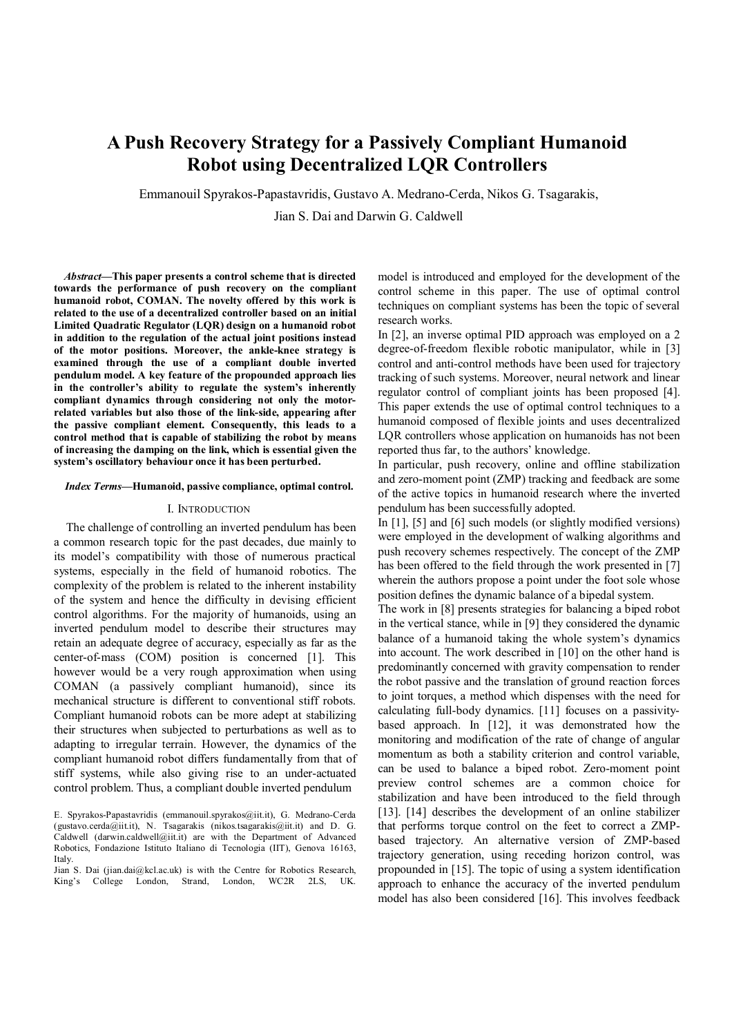# A Push Recovery Strategy for a Passively Compliant Humanoid Robot using Decentralized LQR Controllers

Emmanouil Spyrakos-Papastavridis, Gustavo A. Medrano-Cerda, Nikos G. Tsagarakis, Jian S. Dai and Darwin G. Caldwell

***Abstract*—This paper presents a control scheme that is directed towards the performance of push recovery on the compliant humanoid robot, COMAN. The novelty offered by this work is related to the use of a decentralized controller based on an initial Limited Quadratic Regulator (LQR) design on a humanoid robot in addition to the regulation of the actual joint positions instead of the motor positions. Moreover, the ankle-knee strategy is examined through the use of a compliant double inverted pendulum model. A key feature of the propounded approach lies in the controller's ability to regulate the system's inherently compliant dynamics through considering not only the motor-related variables but also those of the link-side, appearing after the passive compliant element. Consequently, this leads to a control method that is capable of stabilizing the robot by means of increasing the damping on the link, which is essential given the system's oscillatory behaviour once it has been perturbed.**

***Index Terms*—Humanoid, passive compliance, optimal control.**

## I. Introduction

The challenge of controlling an inverted pendulum has been a common research topic for the past decades, due mainly to its model's compatibility with those of numerous practical systems, especially in the field of humanoid robotics. The complexity of the problem is related to the inherent instability of the system and hence the difficulty in devising efficient control algorithms. For the majority of humanoids, using an inverted pendulum model to describe their structures may retain an adequate degree of accuracy, especially as far as the center-of-mass (COM) position is concerned [1]. This however would be a very rough approximation when using COMAN (a passively compliant humanoid), since its mechanical structure is different to conventional stiff robots. Compliant humanoid robots can be more adept at stabilizing their structures when subjected to perturbations as well as to adapting to irregular terrain. However, the dynamics of the compliant humanoid robot differs fundamentally from that of stiff systems, while also giving rise to an under-actuated control problem. Thus, a compliant double inverted pendulum model is introduced and employed for the development of the control scheme in this paper. The use of optimal control techniques on compliant systems has been the topic of several research works.

In [2], an inverse optimal PID approach was employed on a 2 degree-of-freedom flexible robotic manipulator, while in [3] control and anti-control methods have been used for trajectory tracking of such systems. Moreover, neural network and linear regulator control of compliant joints has been proposed [4]. This paper extends the use of optimal control techniques to a humanoid composed of flexible joints and uses decentralized LQR controllers whose application on humanoids has not been reported thus far, to the authors' knowledge.

In particular, push recovery, online and offline stabilization and zero-moment point (ZMP) tracking and feedback are some of the active topics in humanoid research where the inverted pendulum has been successfully adopted.

In [1], [5] and [6] such models (or slightly modified versions) were employed in the development of walking algorithms and push recovery schemes respectively. The concept of the ZMP has been offered to the field through the work presented in [7] wherein the authors propose a point under the foot sole whose position defines the dynamic balance of a bipedal system.

The work in [8] presents strategies for balancing a biped robot in the vertical stance, while in [9] they considered the dynamic balance of a humanoid taking the whole system's dynamics into account. The work described in [10] on the other hand is predominantly concerned with gravity compensation to render the robot passive and the translation of ground reaction forces to joint torques, a method which dispenses with the need for calculating full-body dynamics. [11] focuses on a passivity-based approach. In [12], it was demonstrated how the monitoring and modification of the rate of change of angular momentum as both a stability criterion and control variable, can be used to balance a biped robot. Zero-moment point preview control schemes are a common choice for stabilization and have been introduced to the field through [13]. [14] describes the development of an online stabilizer that performs torque control on the feet to correct a ZMP-based trajectory. An alternative version of ZMP-based trajectory generation, using receding horizon control, was propounded in [15]. The topic of using a system identification approach to enhance the accuracy of the inverted pendulum model has also been considered [16]. This involves feedback

E. Spyrakos-Papastavridis (emmanouil.spyrakos@iit.it), G. Medrano-Cerda (gustavo.cerda@iit.it), N. Tsagarakis (nikos.tsagarakis@iit.it) and D. G. Caldwell (darwin.caldwell@iit.it) are with the Department of Advanced Robotics, Fondazione Istituto Italiano di Tecnologia (IIT), Genova 16163, Italy.

Jian S. Dai (jian.dai@kcl.ac.uk) is with the Centre for Robotics Research, King's College London, Strand, London, WC2R 2LS, UK.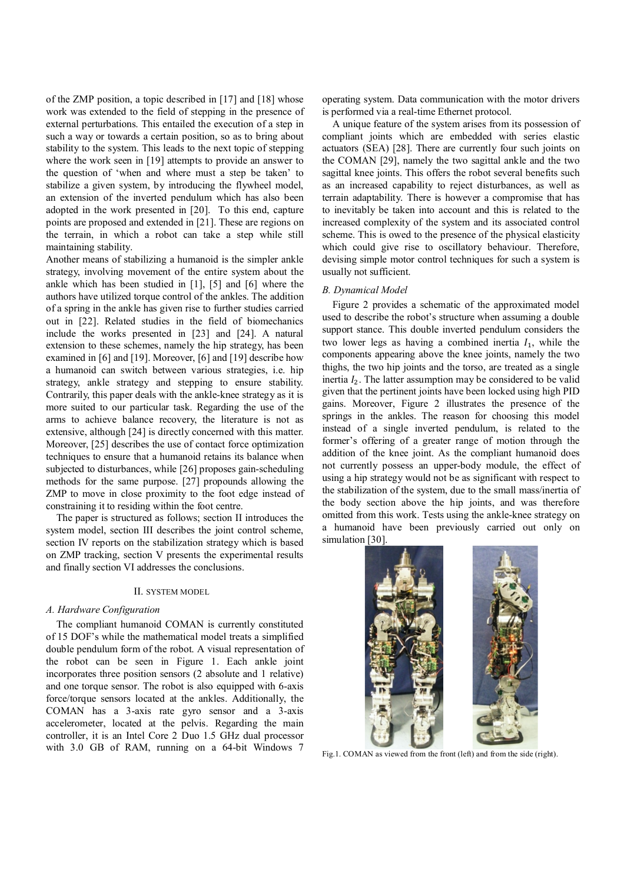of the ZMP position, a topic described in [17] and [18] whose work was extended to the field of stepping in the presence of external perturbations. This entailed the execution of a step in such a way or towards a certain position, so as to bring about stability to the system. This leads to the next topic of stepping where the work seen in [19] attempts to provide an answer to the question of 'when and where must a step be taken' to stabilize a given system, by introducing the flywheel model, an extension of the inverted pendulum which has also been adopted in the work presented in [20]. To this end, capture points are proposed and extended in [21]. These are regions on the terrain, in which a robot can take a step while still maintaining stability.

Another means of stabilizing a humanoid is the simpler ankle strategy, involving movement of the entire system about the ankle which has been studied in [1], [5] and [6] where the authors have utilized torque control of the ankles. The addition of a spring in the ankle has given rise to further studies carried out in [22]. Related studies in the field of biomechanics include the works presented in [23] and [24]. A natural extension to these schemes, namely the hip strategy, has been examined in [6] and [19]. Moreover, [6] and [19] describe how a humanoid can switch between various strategies, i.e. hip strategy, ankle strategy and stepping to ensure stability. Contrarily, this paper deals with the ankle-knee strategy as it is more suited to our particular task. Regarding the use of the arms to achieve balance recovery, the literature is not as extensive, although [24] is directly concerned with this matter. Moreover, [25] describes the use of contact force optimization techniques to ensure that a humanoid retains its balance when subjected to disturbances, while [26] proposes gain-scheduling methods for the same purpose. [27] propounds allowing the ZMP to move in close proximity to the foot edge instead of constraining it to residing within the foot centre.

The paper is structured as follows; section II introduces the system model, section III describes the joint control scheme, section IV reports on the stabilization strategy which is based on ZMP tracking, section V presents the experimental results and finally section VI addresses the conclusions.

## II. System Model

### A. Hardware Configuration

The compliant humanoid COMAN is currently constituted of 15 DOF's while the mathematical model treats a simplified double pendulum form of the robot. A visual representation of the robot can be seen in Figure 1. Each ankle joint incorporates three position sensors (2 absolute and 1 relative) and one torque sensor. The robot is also equipped with 6-axis force/torque sensors located at the ankles. Additionally, the COMAN has a 3-axis rate gyro sensor and a 3-axis accelerometer, located at the pelvis. Regarding the main controller, it is an Intel Core 2 Duo 1.5 GHz dual processor with 3.0 GB of RAM, running on a 64-bit Windows 7 operating system. Data communication with the motor drivers is performed via a real-time Ethernet protocol.

A unique feature of the system arises from its possession of compliant joints which are embedded with series elastic actuators (SEA) [28]. There are currently four such joints on the COMAN [29], namely the two sagittal ankle and the two sagittal knee joints. This offers the robot several benefits such as an increased capability to reject disturbances, as well as terrain adaptability. There is however a compromise that has to inevitably be taken into account and this is related to the increased complexity of the system and its associated control scheme. This is owed to the presence of the physical elasticity which could give rise to oscillatory behaviour. Therefore, devising simple motor control techniques for such a system is usually not sufficient.

### B. Dynamical Model

Figure 2 provides a schematic of the approximated model used to describe the robot's structure when assuming a double support stance. This double inverted pendulum considers the two lower legs as having a combined inertia $I_1$, while the components appearing above the knee joints, namely the two thighs, the two hip joints and the torso, are treated as a single inertia $I_2$. The latter assumption may be considered to be valid given that the pertinent joints have been locked using high PID gains. Moreover, Figure 2 illustrates the presence of the springs in the ankles. The reason for choosing this model instead of a single inverted pendulum, is related to the former's offering of a greater range of motion through the addition of the knee joint. As the compliant humanoid does not currently possess an upper-body module, the effect of using a hip strategy would not be as significant with respect to the stabilization of the system, due to the small mass/inertia of the body section above the hip joints, and was therefore omitted from this work. Tests using the ankle-knee strategy on a humanoid have been previously carried out only on simulation [30].

Fig.1. COMAN as viewed from the front (left) and from the side (right).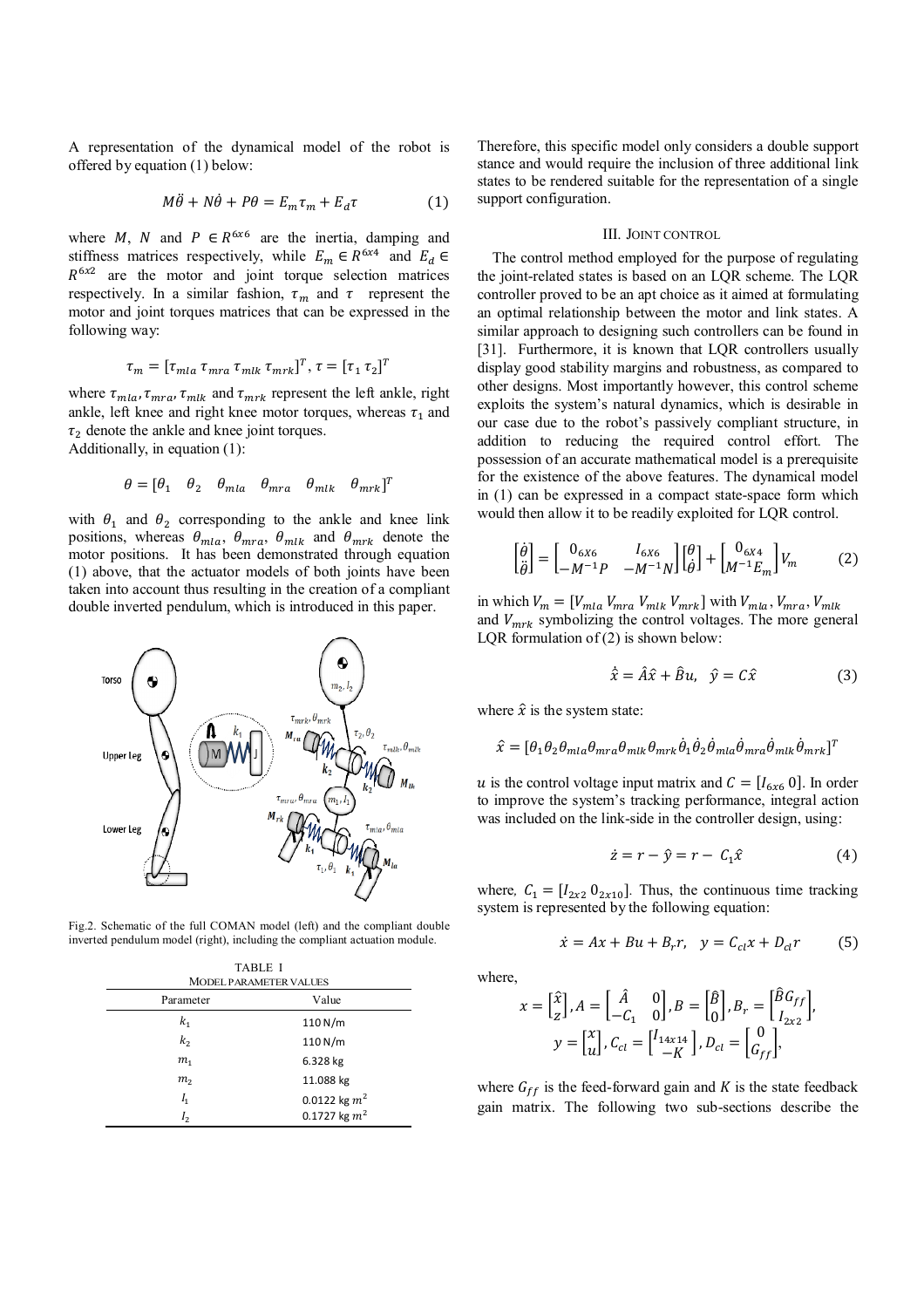A representation of the dynamical model of the robot is offered by equation (1) below:

$$M\ddot{\theta} + N\dot{\theta} + P\theta = E_m\tau_m + E_d\tau \qquad (1)$$

where $M$, $N$ and $P \in R^{6x6}$ are the inertia, damping and stiffness matrices respectively, while $E_m \in R^{6x4}$ and $E_d \in R^{6x2}$ are the motor and joint torque selection matrices respectively. In a similar fashion, $\tau_m$ and $\tau$ represent the motor and joint torques matrices that can be expressed in the following way:

$$\tau_m = [\tau_{mla}\, \tau_{mra}\, \tau_{mlk}\, \tau_{mrk}]^T, \tau = [\tau_1\, \tau_2]^T$$

where $\tau_{mla}, \tau_{mra}, \tau_{mlk}$ and $\tau_{mrk}$ represent the left ankle, right ankle, left knee and right knee motor torques, whereas $\tau_1$ and $\tau_2$ denote the ankle and knee joint torques.
Additionally, in equation (1):

$$\theta = [\theta_1 \quad \theta_2 \quad \theta_{mla} \quad \theta_{mra} \quad \theta_{mlk} \quad \theta_{mrk}]^T$$

with $\theta_1$ and $\theta_2$ corresponding to the ankle and knee link positions, whereas $\theta_{mla}$, $\theta_{mra}$, $\theta_{mlk}$ and $\theta_{mrk}$ denote the motor positions. It has been demonstrated through equation (1) above, that the actuator models of both joints have been taken into account thus resulting in the creation of a compliant double inverted pendulum, which is introduced in this paper.

Fig.2. Schematic of the full COMAN model (left) and the compliant double inverted pendulum model (right), including the compliant actuation module.

TABLE I
MODEL PARAMETER VALUES

| Parameter | Value |
|---|---|
| $k_1$ | 110 N/m |
| $k_2$ | 110 N/m |
| $m_1$ | 6.328 kg |
| $m_2$ | 11.088 kg |
| $I_1$ | 0.0122 kg $m^2$ |
| $I_2$ | 0.1727 kg $m^2$ |

Therefore, this specific model only considers a double support stance and would require the inclusion of three additional link states to be rendered suitable for the representation of a single support configuration.

## III. Joint Control

The control method employed for the purpose of regulating the joint-related states is based on an LQR scheme. The LQR controller proved to be an apt choice as it aimed at formulating an optimal relationship between the motor and link states. A similar approach to designing such controllers can be found in [31]. Furthermore, it is known that LQR controllers usually display good stability margins and robustness, as compared to other designs. Most importantly however, this control scheme exploits the system's natural dynamics, which is desirable in our case due to the robot's passively compliant structure, in addition to reducing the required control effort. The possession of an accurate mathematical model is a prerequisite for the existence of the above features. The dynamical model in (1) can be expressed in a compact state-space form which would then allow it to be readily exploited for LQR control.

$$\begin{bmatrix}\dot{\theta}\\ \ddot{\theta}\end{bmatrix} = \begin{bmatrix}0_{6X6} & I_{6X6}\\ -M^{-1}P & -M^{-1}N\end{bmatrix}\begin{bmatrix}\theta\\ \dot{\theta}\end{bmatrix} + \begin{bmatrix}0_{6X4}\\ M^{-1}E_m\end{bmatrix}V_m \qquad (2)$$

in which $V_m = [V_{mla}\, V_{mra}\, V_{mlk}\, V_{mrk}]$ with $V_{mla}, V_{mra}, V_{mlk}$ and $V_{mrk}$ symbolizing the control voltages. The more general LQR formulation of (2) is shown below:

$$\dot{\hat{x}} = \hat{A}\hat{x} + \hat{B}u, \quad \hat{y} = C\hat{x} \qquad (3)$$

where $\hat{x}$ is the system state:

$$\hat{x} = [\theta_1\theta_2\theta_{mla}\theta_{mra}\theta_{mlk}\theta_{mrk}\dot{\theta}_1\dot{\theta}_2\dot{\theta}_{mla}\dot{\theta}_{mra}\dot{\theta}_{mlk}\dot{\theta}_{mrk}]^T$$

$u$ is the control voltage input matrix and $C = [I_{6x6}\ 0]$. In order to improve the system's tracking performance, integral action was included on the link-side in the controller design, using:

$$\dot{z} = r - \hat{y} = r - C_1\hat{x} \qquad (4)$$

where, $C_1 = [I_{2x2}\ 0_{2x10}]$. Thus, the continuous time tracking system is represented by the following equation:

$$\dot{x} = Ax + Bu + B_r r, \quad y = C_{cl}x + D_{cl}r \qquad (5)$$

where,

$$x = \begin{bmatrix}\hat{x}\\ z\end{bmatrix}, A = \begin{bmatrix}\hat{A} & 0\\ -C_1 & 0\end{bmatrix}, B = \begin{bmatrix}\hat{B}\\ 0\end{bmatrix}, B_r = \begin{bmatrix}\hat{B}G_{ff}\\ I_{2x2}\end{bmatrix},$$
$$y = \begin{bmatrix}x\\ u\end{bmatrix}, C_{cl} = \begin{bmatrix}I_{14x14}\\ -K\end{bmatrix}, D_{cl} = \begin{bmatrix}0\\ G_{ff}\end{bmatrix},$$

where $G_{ff}$ is the feed-forward gain and $K$ is the state feedback gain matrix. The following two sub-sections describe the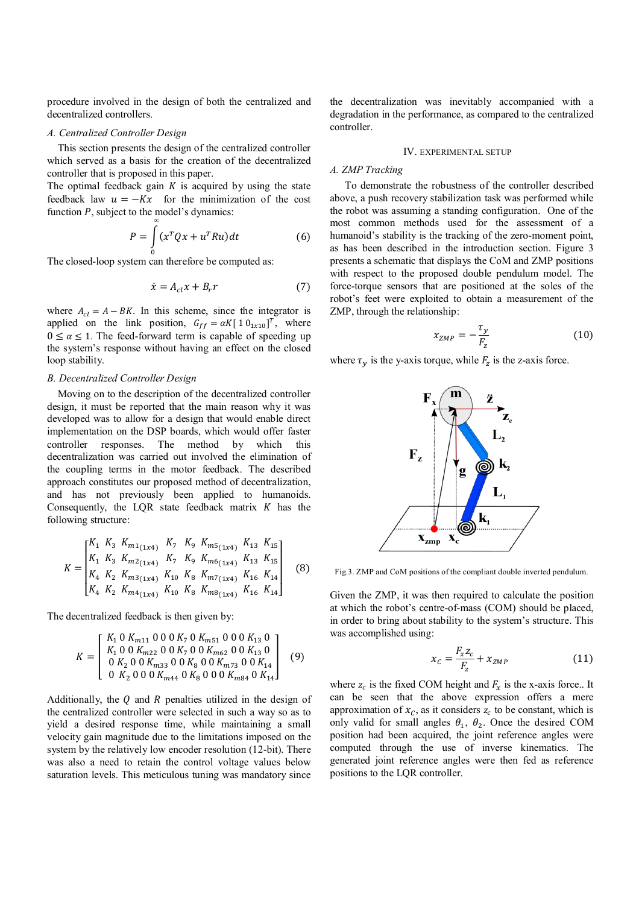procedure involved in the design of both the centralized and decentralized controllers.

### A. Centralized Controller Design

This section presents the design of the centralized controller which served as a basis for the creation of the decentralized controller that is proposed in this paper.

The optimal feedback gain $K$ is acquired by using the state feedback law $u = -Kx$ for the minimization of the cost function $P$, subject to the model's dynamics:

$$P = \int_0^\infty (x^T Q x + u^T R u) dt \tag{6}$$

The closed-loop system can therefore be computed as:

$$\dot{x} = A_{cl} x + B_r r \tag{7}$$

where $A_{cl} = A - BK$. In this scheme, since the integrator is applied on the link position, $G_{ff} = \alpha K [\, 1\, 0_{1x10}]^T$, where $0 \leq \alpha \leq 1$. The feed-forward term is capable of speeding up the system's response without having an effect on the closed loop stability.

### B. Decentralized Controller Design

Moving on to the description of the decentralized controller design, it must be reported that the main reason why it was developed was to allow for a design that would enable direct implementation on the DSP boards, which would offer faster controller responses. The method by which this decentralization was carried out involved the elimination of the coupling terms in the motor feedback. The described approach constitutes our proposed method of decentralization, and has not previously been applied to humanoids. Consequently, the LQR state feedback matrix $K$ has the following structure:

$$K = \begin{bmatrix} K_1 & K_3 & K_{m1(1x4)} & K_7 & K_9 & K_{m5(1x4)} & K_{13} & K_{15} \\ K_1 & K_3 & K_{m2(1x4)} & K_7 & K_9 & K_{m6(1x4)} & K_{13} & K_{15} \\ K_4 & K_2 & K_{m3(1x4)} & K_{10} & K_8 & K_{m7(1x4)} & K_{16} & K_{14} \\ K_4 & K_2 & K_{m4(1x4)} & K_{10} & K_8 & K_{m8(1x4)} & K_{16} & K_{14} \end{bmatrix} \tag{8}$$

The decentralized feedback is then given by:

$$K = \begin{bmatrix} K_1 \; 0 \; K_{m11} \; 0 \; 0 \; 0 \; K_7 \; 0 \; K_{m51} \; 0 \; 0 \; 0 \; K_{13} \; 0 \\ K_1 \; 0 \; 0 \; K_{m22} \; 0 \; 0 \; K_7 \; 0 \; 0 \; K_{m62} \; 0 \; 0 \; K_{13} \; 0 \\ 0 \; K_2 \; 0 \; 0 \; K_{m33} \; 0 \; 0 \; K_8 \; 0 \; 0 \; K_{m73} \; 0 \; 0 \; K_{14} \\ 0 \; K_2 \; 0 \; 0 \; 0 \; K_{m44} \; 0 \; K_8 \; 0 \; 0 \; 0 \; K_{m84} \; 0 \; K_{14} \end{bmatrix} \tag{9}$$

Additionally, the $Q$ and $R$ penalties utilized in the design of the centralized controller were selected in such a way so as to yield a desired response time, while maintaining a small velocity gain magnitude due to the limitations imposed on the system by the relatively low encoder resolution (12-bit). There was also a need to retain the control voltage values below saturation levels. This meticulous tuning was mandatory since the decentralization was inevitably accompanied with a degradation in the performance, as compared to the centralized controller.

## IV. Experimental Setup

### A. ZMP Tracking

To demonstrate the robustness of the controller described above, a push recovery stabilization task was performed while the robot was assuming a standing configuration. One of the most common methods used for the assessment of a humanoid's stability is the tracking of the zero-moment point, as has been described in the introduction section. Figure 3 presents a schematic that displays the CoM and ZMP positions with respect to the proposed double pendulum model. The force-torque sensors that are positioned at the soles of the robot's feet were exploited to obtain a measurement of the ZMP, through the relationship:

$$x_{ZMP} = -\frac{\tau_y}{F_z} \tag{10}$$

where $\tau_y$ is the y-axis torque, while $F_z$ is the z-axis force.

Fig.3. ZMP and CoM positions of the compliant double inverted pendulum.

Given the ZMP, it was then required to calculate the position at which the robot's centre-of-mass (COM) should be placed, in order to bring about stability to the system's structure. This was accomplished using:

$$x_C = \frac{F_x z_c}{F_z} + x_{ZMP} \tag{11}$$

where $z_c$ is the fixed COM height and $F_x$ is the x-axis force.. It can be seen that the above expression offers a mere approximation of $x_C$, as it considers $z_c$ to be constant, which is only valid for small angles $\theta_1$, $\theta_2$. Once the desired COM position had been acquired, the joint reference angles were computed through the use of inverse kinematics. The generated joint reference angles were then fed as reference positions to the LQR controller.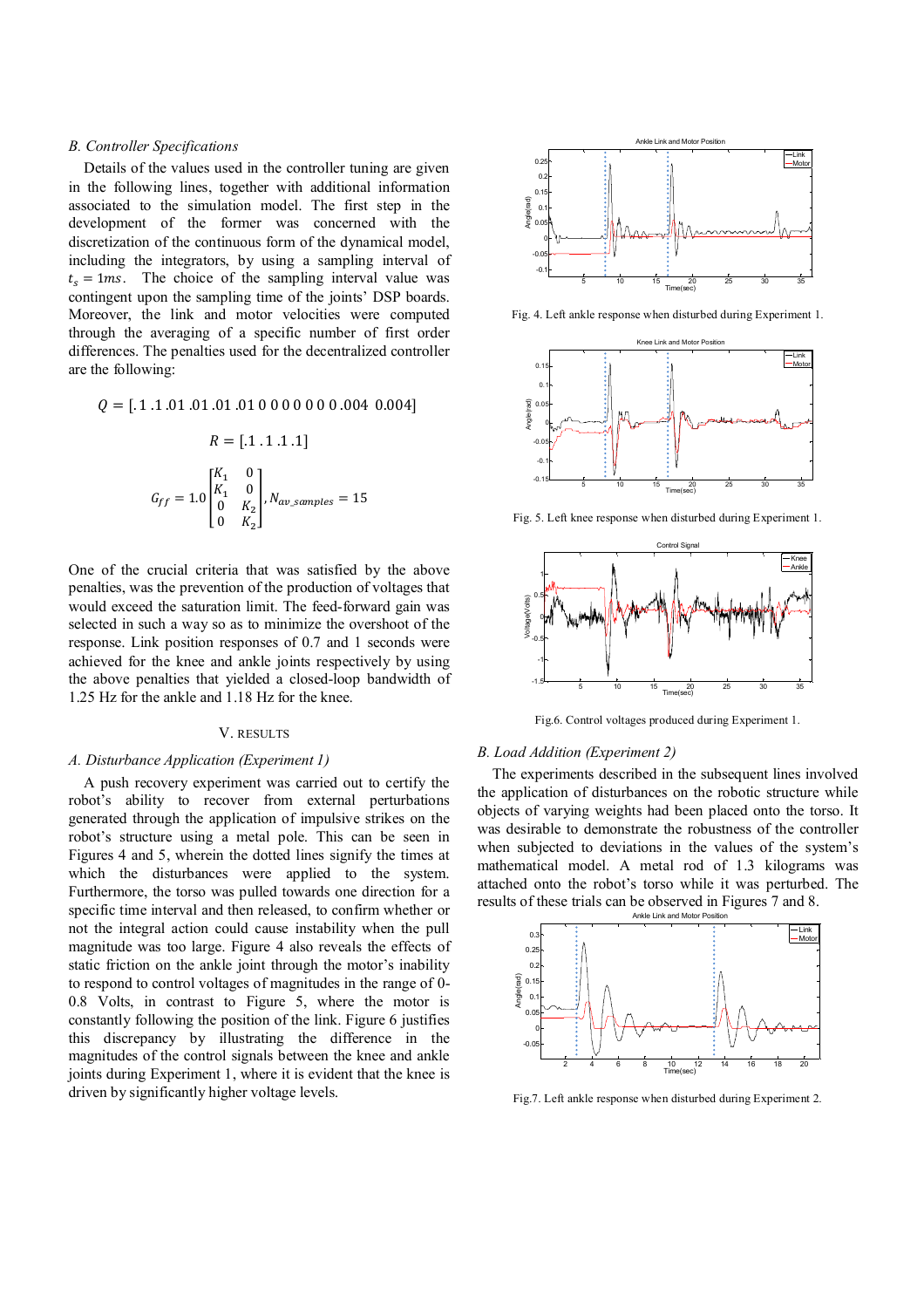### B. Controller Specifications

Details of the values used in the controller tuning are given in the following lines, together with additional information associated to the simulation model. The first step in the development of the former was concerned with the discretization of the continuous form of the dynamical model, including the integrators, by using a sampling interval of $t_s = 1ms$. The choice of the sampling interval value was contingent upon the sampling time of the joints' DSP boards. Moreover, the link and motor velocities were computed through the averaging of a specific number of first order differences. The penalties used for the decentralized controller are the following:

$$Q = [.1\ .1\ .01\ .01\ .01\ .01\ 0\ 0\ 0\ 0\ 0\ 0\ 0\ 0\ .004\ \ 0.004]$$

$$R = [.1\ .1\ .1\ .1]$$

$$G_{ff} = 1.0\begin{bmatrix} K_1 & 0 \\ K_1 & 0 \\ 0 & K_2 \\ 0 & K_2 \end{bmatrix}, N_{av\_samples} = 15$$

One of the crucial criteria that was satisfied by the above penalties, was the prevention of the production of voltages that would exceed the saturation limit. The feed-forward gain was selected in such a way so as to minimize the overshoot of the response. Link position responses of 0.7 and 1 seconds were achieved for the knee and ankle joints respectively by using the above penalties that yielded a closed-loop bandwidth of 1.25 Hz for the ankle and 1.18 Hz for the knee.

## V. RESULTS

### A. Disturbance Application (Experiment 1)

A push recovery experiment was carried out to certify the robot's ability to recover from external perturbations generated through the application of impulsive strikes on the robot's structure using a metal pole. This can be seen in Figures 4 and 5, wherein the dotted lines signify the times at which the disturbances were applied to the system. Furthermore, the torso was pulled towards one direction for a specific time interval and then released, to confirm whether or not the integral action could cause instability when the pull magnitude was too large. Figure 4 also reveals the effects of static friction on the ankle joint through the motor's inability to respond to control voltages of magnitudes in the range of 0-0.8 Volts, in contrast to Figure 5, where the motor is constantly following the position of the link. Figure 6 justifies this discrepancy by illustrating the difference in the magnitudes of the control signals between the knee and ankle joints during Experiment 1, where it is evident that the knee is driven by significantly higher voltage levels.

Fig. 4. Left ankle response when disturbed during Experiment 1.

Fig. 5. Left knee response when disturbed during Experiment 1.

Fig.6. Control voltages produced during Experiment 1.

### B. Load Addition (Experiment 2)

The experiments described in the subsequent lines involved the application of disturbances on the robotic structure while objects of varying weights had been placed onto the torso. It was desirable to demonstrate the robustness of the controller when subjected to deviations in the values of the system's mathematical model. A metal rod of 1.3 kilograms was attached onto the robot's torso while it was perturbed. The results of these trials can be observed in Figures 7 and 8.

Fig.7. Left ankle response when disturbed during Experiment 2.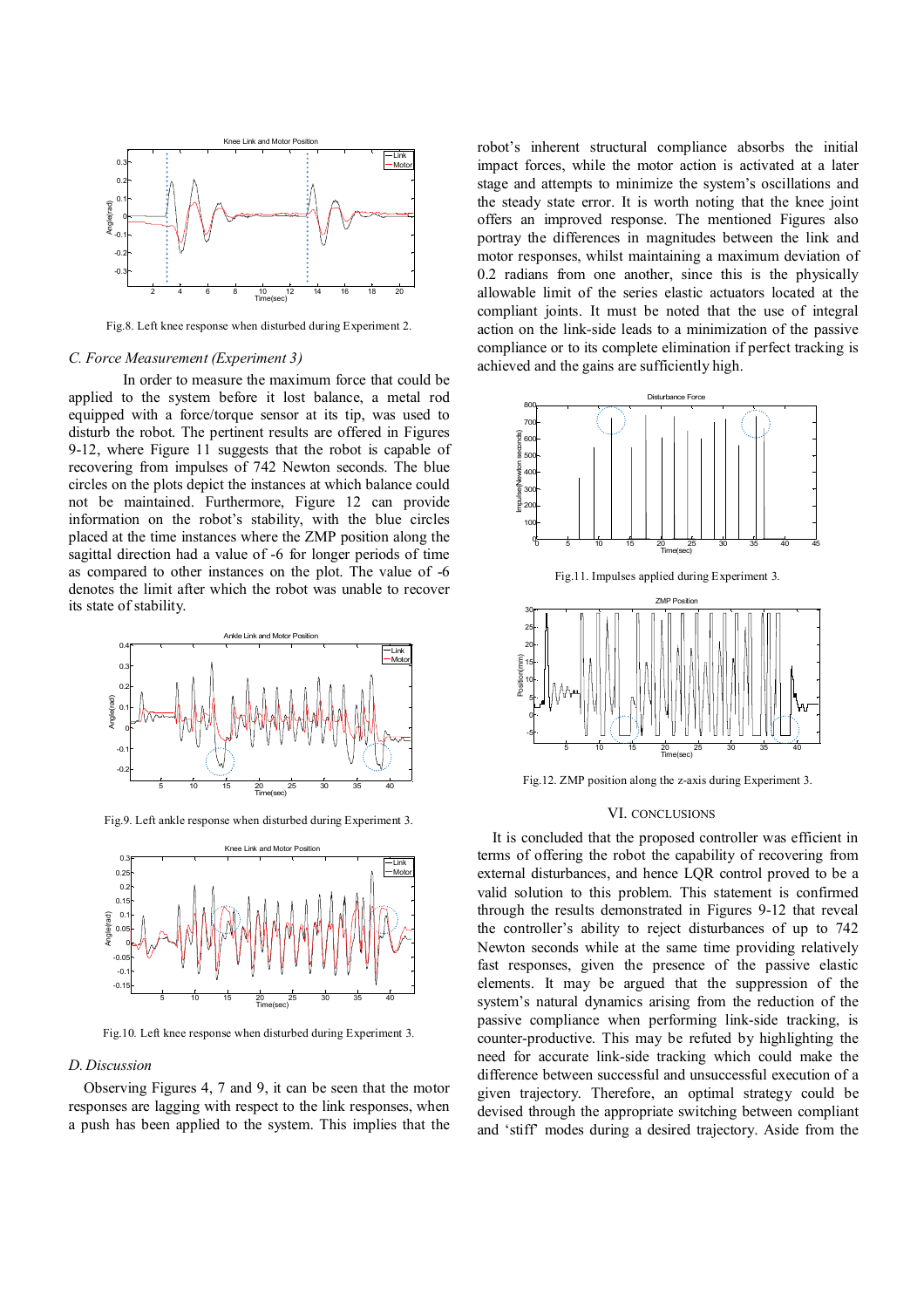Fig.8. Left knee response when disturbed during Experiment 2.

### C. Force Measurement (Experiment 3)

In order to measure the maximum force that could be applied to the system before it lost balance, a metal rod equipped with a force/torque sensor at its tip, was used to disturb the robot. The pertinent results are offered in Figures 9-12, where Figure 11 suggests that the robot is capable of recovering from impulses of 742 Newton seconds. The blue circles on the plots depict the instances at which balance could not be maintained. Furthermore, Figure 12 can provide information on the robot's stability, with the blue circles placed at the time instances where the ZMP position along the sagittal direction had a value of -6 for longer periods of time as compared to other instances on the plot. The value of -6 denotes the limit after which the robot was unable to recover its state of stability.

Fig.9. Left ankle response when disturbed during Experiment 3.

Fig.10. Left knee response when disturbed during Experiment 3.

### D. Discussion

Observing Figures 4, 7 and 9, it can be seen that the motor responses are lagging with respect to the link responses, when a push has been applied to the system. This implies that the robot's inherent structural compliance absorbs the initial impact forces, while the motor action is activated at a later stage and attempts to minimize the system's oscillations and the steady state error. It is worth noting that the knee joint offers an improved response. The mentioned Figures also portray the differences in magnitudes between the link and motor responses, whilst maintaining a maximum deviation of 0.2 radians from one another, since this is the physically allowable limit of the series elastic actuators located at the compliant joints. It must be noted that the use of integral action on the link-side leads to a minimization of the passive compliance or to its complete elimination if perfect tracking is achieved and the gains are sufficiently high.

Fig.11. Impulses applied during Experiment 3.

Fig.12. ZMP position along the z-axis during Experiment 3.

## VI. CONCLUSIONS

It is concluded that the proposed controller was efficient in terms of offering the robot the capability of recovering from external disturbances, and hence LQR control proved to be a valid solution to this problem. This statement is confirmed through the results demonstrated in Figures 9-12 that reveal the controller's ability to reject disturbances of up to 742 Newton seconds while at the same time providing relatively fast responses, given the presence of the passive elastic elements. It may be argued that the suppression of the system's natural dynamics arising from the reduction of the passive compliance when performing link-side tracking, is counter-productive. This may be refuted by highlighting the need for accurate link-side tracking which could make the difference between successful and unsuccessful execution of a given trajectory. Therefore, an optimal strategy could be devised through the appropriate switching between compliant and 'stiff' modes during a desired trajectory. Aside from the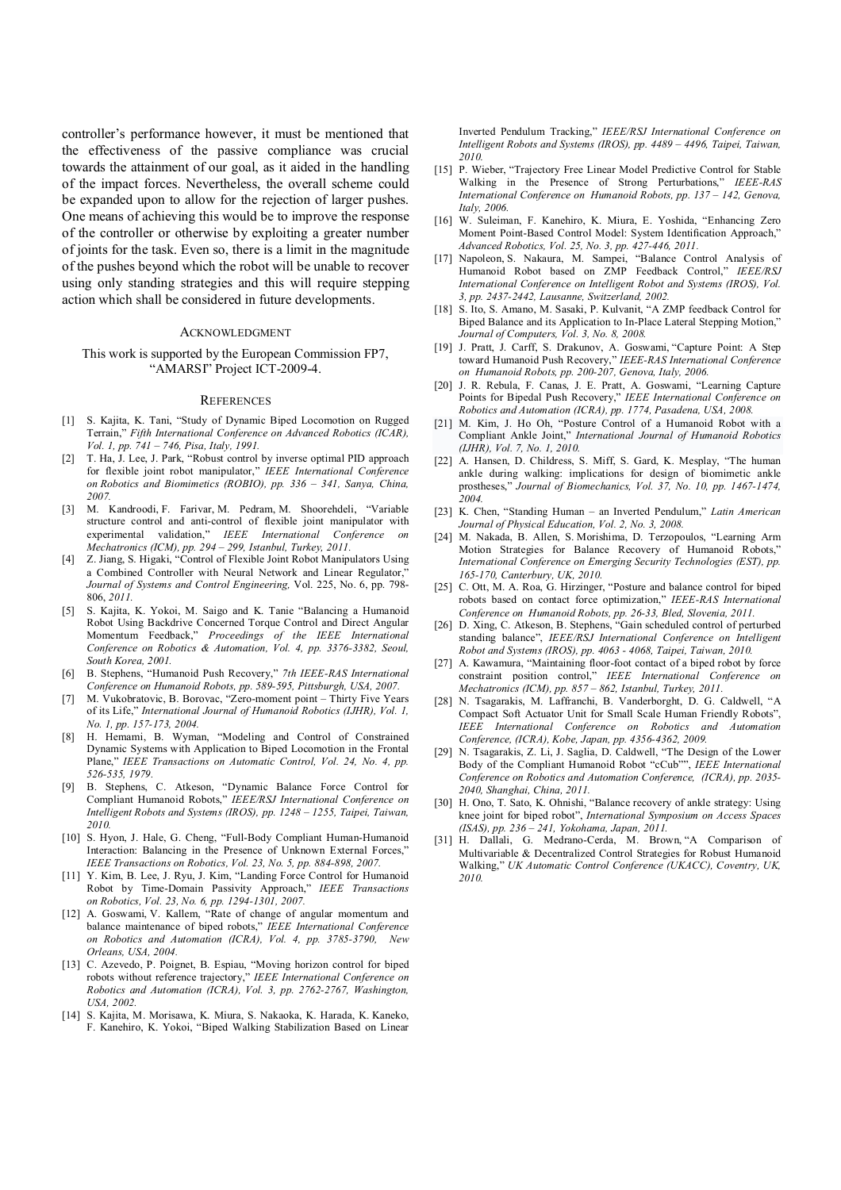controller's performance however, it must be mentioned that the effectiveness of the passive compliance was crucial towards the attainment of our goal, as it aided in the handling of the impact forces. Nevertheless, the overall scheme could be expanded upon to allow for the rejection of larger pushes. One means of achieving this would be to improve the response of the controller or otherwise by exploiting a greater number of joints for the task. Even so, there is a limit in the magnitude of the pushes beyond which the robot will be unable to recover using only standing strategies and this will require stepping action which shall be considered in future developments.

## Acknowledgment

This work is supported by the European Commission FP7, "AMARSI" Project ICT-2009-4.

## References

[1] S. Kajita, K. Tani, "Study of Dynamic Biped Locomotion on Rugged Terrain," *Fifth International Conference on Advanced Robotics (ICAR), Vol. 1, pp. 741 – 746, Pisa, Italy, 1991.*

[2] T. Ha, J. Lee, J. Park, "Robust control by inverse optimal PID approach for flexible joint robot manipulator," *IEEE International Conference on Robotics and Biomimetics (ROBIO), pp. 336 – 341, Sanya, China, 2007.*

[3] M. Kandroodi, F. Farivar, M. Pedram, M. Shoorehdeli, "Variable structure control and anti-control of flexible joint manipulator with experimental validation," *IEEE International Conference on Mechatronics (ICM), pp. 294 – 299, Istanbul, Turkey, 2011.*

[4] Z. Jiang, S. Higaki, "Control of Flexible Joint Robot Manipulators Using a Combined Controller with Neural Network and Linear Regulator," *Journal of Systems and Control Engineering,* Vol. 225, No. 6, pp. 798-806, *2011.*

[5] S. Kajita, K. Yokoi, M. Saigo and K. Tanie "Balancing a Humanoid Robot Using Backdrive Concerned Torque Control and Direct Angular Momentum Feedback," *Proceedings of the IEEE International Conference on Robotics & Automation, Vol. 4, pp. 3376-3382, Seoul, South Korea, 2001.*

[6] B. Stephens, "Humanoid Push Recovery," *7th IEEE-RAS International Conference on Humanoid Robots, pp. 589-595, Pittsburgh, USA, 2007.*

[7] M. Vukobratovic, B. Borovac, "Zero-moment point – Thirty Five Years of its Life," *International Journal of Humanoid Robotics (IJHR), Vol. 1, No. 1, pp. 157-173, 2004.*

[8] H. Hemami, B. Wyman, "Modeling and Control of Constrained Dynamic Systems with Application to Biped Locomotion in the Frontal Plane," *IEEE Transactions on Automatic Control, Vol. 24, No. 4, pp. 526-535, 1979.*

[9] B. Stephens, C. Atkeson, "Dynamic Balance Force Control for Compliant Humanoid Robots," *IEEE/RSJ International Conference on Intelligent Robots and Systems (IROS), pp. 1248 – 1255, Taipei, Taiwan, 2010.*

[10] S. Hyon, J. Hale, G. Cheng, "Full-Body Compliant Human-Humanoid Interaction: Balancing in the Presence of Unknown External Forces," *IEEE Transactions on Robotics, Vol. 23, No. 5, pp. 884-898, 2007.*

[11] Y. Kim, B. Lee, J. Ryu, J. Kim, "Landing Force Control for Humanoid Robot by Time-Domain Passivity Approach," *IEEE Transactions on Robotics, Vol. 23, No. 6, pp. 1294-1301, 2007.*

[12] A. Goswami, V. Kallem, "Rate of change of angular momentum and balance maintenance of biped robots," *IEEE International Conference on Robotics and Automation (ICRA), Vol. 4, pp. 3785-3790, New Orleans, USA, 2004.*

[13] C. Azevedo, P. Poignet, B. Espiau, "Moving horizon control for biped robots without reference trajectory," *IEEE International Conference on Robotics and Automation (ICRA), Vol. 3, pp. 2762-2767, Washington, USA, 2002.*

[14] S. Kajita, M. Morisawa, K. Miura, S. Nakaoka, K. Harada, K. Kaneko, F. Kanehiro, K. Yokoi, "Biped Walking Stabilization Based on Linear Inverted Pendulum Tracking," *IEEE/RSJ International Conference on Intelligent Robots and Systems (IROS), pp. 4489 – 4496, Taipei, Taiwan, 2010.*

[15] P. Wieber, "Trajectory Free Linear Model Predictive Control for Stable Walking in the Presence of Strong Perturbations," *IEEE-RAS International Conference on Humanoid Robots, pp. 137 – 142, Genova, Italy, 2006.*

[16] W. Suleiman, F. Kanehiro, K. Miura, E. Yoshida, "Enhancing Zero Moment Point-Based Control Model: System Identification Approach," *Advanced Robotics, Vol. 25, No. 3, pp. 427-446, 2011.*

[17] Napoleon, S. Nakaura, M. Sampei, "Balance Control Analysis of Humanoid Robot based on ZMP Feedback Control," *IEEE/RSJ International Conference on Intelligent Robot and Systems (IROS), Vol. 3, pp. 2437-2442, Lausanne, Switzerland, 2002.*

[18] S. Ito, S. Amano, M. Sasaki, P. Kulvanit, "A ZMP feedback Control for Biped Balance and its Application to In-Place Lateral Stepping Motion," *Journal of Computers, Vol. 3, No. 8, 2008.*

[19] J. Pratt, J. Carff, S. Drakunov, A. Goswami, "Capture Point: A Step toward Humanoid Push Recovery," *IEEE-RAS International Conference on Humanoid Robots, pp. 200-207, Genova, Italy, 2006.*

[20] J. R. Rebula, F. Canas, J. E. Pratt, A. Goswami, "Learning Capture Points for Bipedal Push Recovery," *IEEE International Conference on Robotics and Automation (ICRA), pp. 1774, Pasadena, USA, 2008.*

[21] M. Kim, J. Ho Oh, "Posture Control of a Humanoid Robot with a Compliant Ankle Joint," *International Journal of Humanoid Robotics (IJHR), Vol. 7, No. 1, 2010.*

[22] A. Hansen, D. Childress, S. Miff, S. Gard, K. Mesplay, "The human ankle during walking: implications for design of biomimetic ankle prostheses," *Journal of Biomechanics, Vol. 37, No. 10, pp. 1467-1474, 2004.*

[23] K. Chen, "Standing Human – an Inverted Pendulum," *Latin American Journal of Physical Education, Vol. 2, No. 3, 2008.*

[24] M. Nakada, B. Allen, S. Morishima, D. Terzopoulos, "Learning Arm Motion Strategies for Balance Recovery of Humanoid Robots," *International Conference on Emerging Security Technologies (EST), pp. 165-170, Canterbury, UK, 2010.*

[25] C. Ott, M. A. Roa, G. Hirzinger, "Posture and balance control for biped robots based on contact force optimization," *IEEE-RAS International Conference on Humanoid Robots, pp. 26-33, Bled, Slovenia, 2011.*

[26] D. Xing, C. Atkeson, B. Stephens, "Gain scheduled control of perturbed standing balance", *IEEE/RSJ International Conference on Intelligent Robot and Systems (IROS), pp. 4063 - 4068, Taipei, Taiwan, 2010.*

[27] A. Kawamura, "Maintaining floor-foot contact of a biped robot by force constraint position control," *IEEE International Conference on Mechatronics (ICM), pp. 857 – 862, Istanbul, Turkey, 2011.*

[28] N. Tsagarakis, M. Laffranchi, B. Vanderborght, D. G. Caldwell, "A Compact Soft Actuator Unit for Small Scale Human Friendly Robots", *IEEE International Conference on Robotics and Automation Conference, (ICRA), Kobe, Japan, pp. 4356-4362, 2009.*

[29] N. Tsagarakis, Z. Li, J. Saglia, D. Caldwell, "The Design of the Lower Body of the Compliant Humanoid Robot "cCub"", *IEEE International Conference on Robotics and Automation Conference, (ICRA), pp. 2035-2040, Shanghai, China, 2011.*

[30] H. Ono, T. Sato, K. Ohnishi, "Balance recovery of ankle strategy: Using knee joint for biped robot", *International Symposium on Access Spaces (ISAS), pp. 236 – 241, Yokohama, Japan, 2011.*

[31] H. Dallali, G. Medrano-Cerda, M. Brown, "A Comparison of Multivariable & Decentralized Control Strategies for Robust Humanoid Walking," *UK Automatic Control Conference (UKACC), Coventry, UK, 2010.*